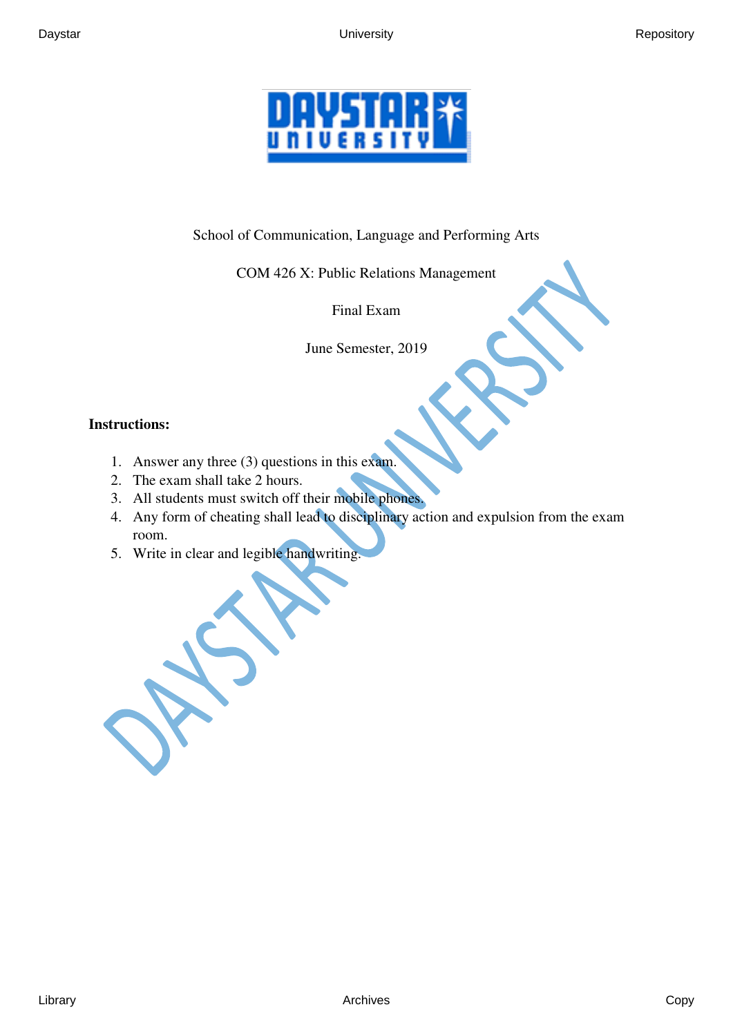School of Communication, Language and Performing Arts

COM 426 X: Public Relations Management

Final Exam

June Semester, 2019

**Instructions:**

1. Answer any three (3) questions in this exam.
2. The exam shall take 2 hours.
3. All students must switch off their mobile phones.
4. Any form of cheating shall lead to disciplinary action and expulsion from the exam room.
5. Write in clear and legible handwriting.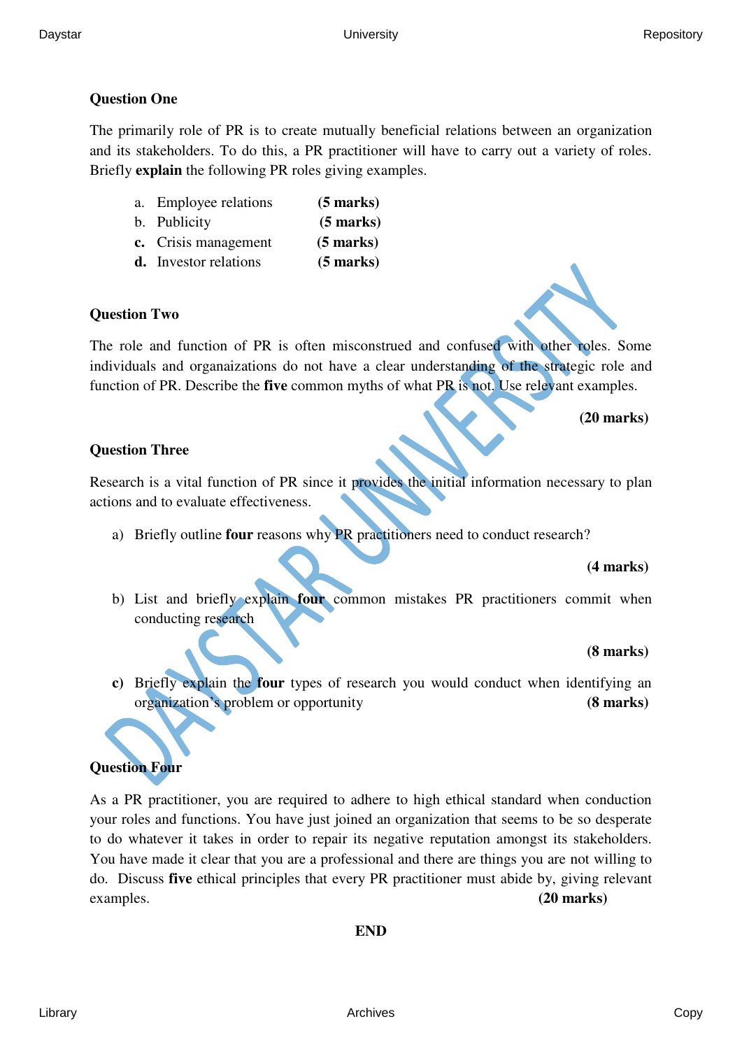**Question One**

The primarily role of PR is to create mutually beneficial relations between an organization and its stakeholders. To do this, a PR practitioner will have to carry out a variety of roles. Briefly **explain** the following PR roles giving examples.

a. Employee relations **(5 marks)**
b. Publicity **(5 marks)**
**c.** Crisis management **(5 marks)**
**d.** Investor relations **(5 marks)**

**Question Two**

The role and function of PR is often misconstrued and confused with other roles. Some individuals and organaizations do not have a clear understanding of the strategic role and function of PR. Describe the **five** common myths of what PR is not. Use relevant examples.

**(20 marks)**

**Question Three**

Research is a vital function of PR since it provides the initial information necessary to plan actions and to evaluate effectiveness.

a) Briefly outline **four** reasons why PR practitioners need to conduct research?

**(4 marks)**

b) List and briefly explain **four** common mistakes PR practitioners commit when conducting research

**(8 marks)**

**c)** Briefly explain the **four** types of research you would conduct when identifying an organization's problem or opportunity **(8 marks)**

**Question Four**

As a PR practitioner, you are required to adhere to high ethical standard when conduction your roles and functions. You have just joined an organization that seems to be so desperate to do whatever it takes in order to repair its negative reputation amongst its stakeholders. You have made it clear that you are a professional and there are things you are not willing to do. Discuss **five** ethical principles that every PR practitioner must abide by, giving relevant examples. **(20 marks)**

**END**